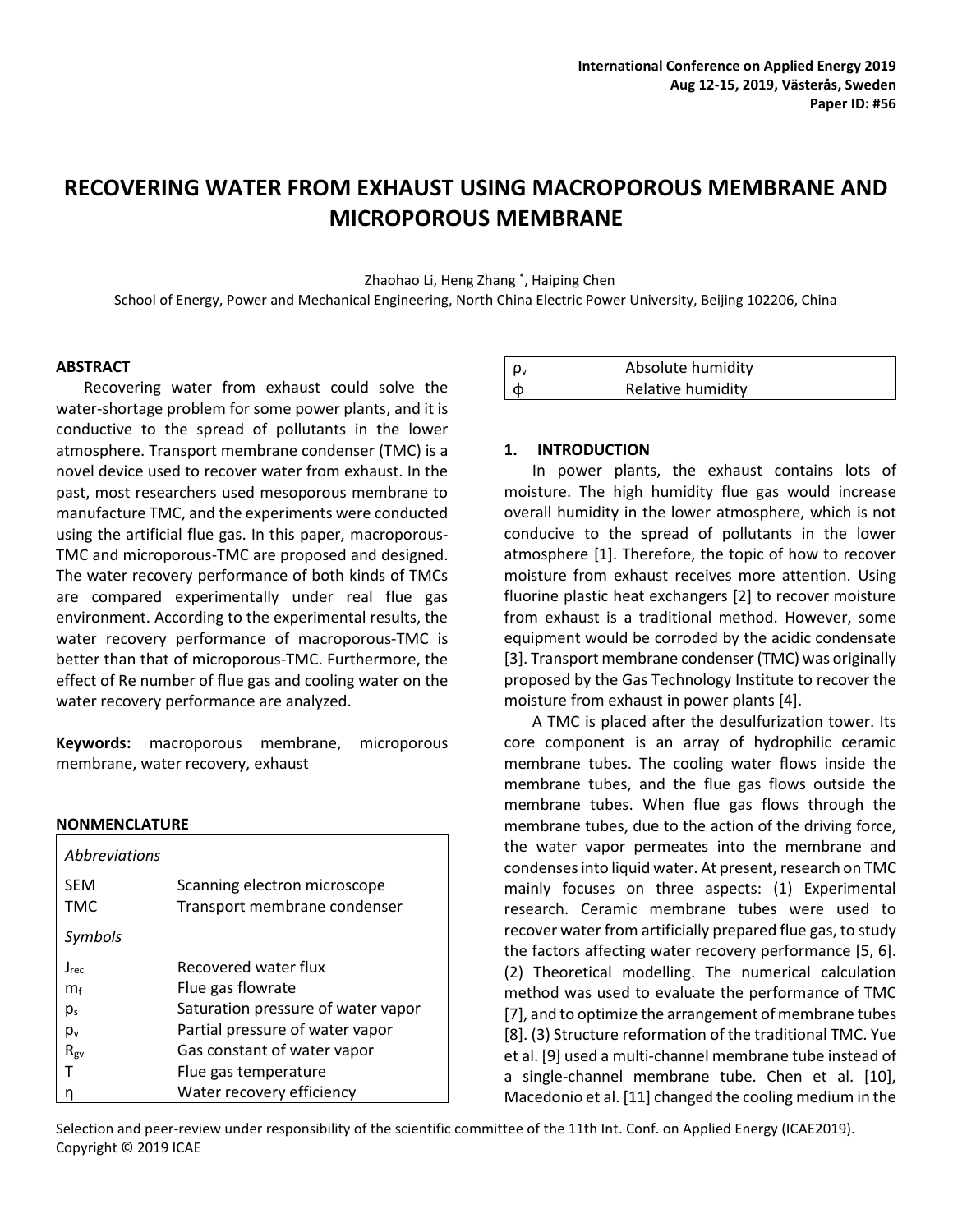# RECOVERING WATER FROM EXHAUST USING MACROPOROUS MEMBRANE AND MICROPOROUS MEMBRANE

Zhaohao Li, Heng Zhang [*], Haiping Chen

School of Energy, Power and Mechanical Engineering, North China Electric Power University, Beijing 102206, China

## ABSTRACT

Recovering water from exhaust could solve the water-shortage problem for some power plants, and it is conductive to the spread of pollutants in the lower atmosphere. Transport membrane condenser (TMC) is a novel device used to recover water from exhaust. In the past, most researchers used mesoporous membrane to manufacture TMC, and the experiments were conducted using the artificial flue gas. In this paper, macroporous-TMC and microporous-TMC are proposed and designed. The water recovery performance of both kinds of TMCs are compared experimentally under real flue gas environment. According to the experimental results, the water recovery performance of macroporous-TMC is better than that of microporous-TMC. Furthermore, the effect of Re number of flue gas and cooling water on the water recovery performance are analyzed.

**Keywords:** macroporous membrane, microporous membrane, water recovery, exhaust

## NONMENCLATURE

| *Abbreviations* | |
|---|---|
| SEM | Scanning electron microscope |
| TMC | Transport membrane condenser |
| *Symbols* | |
| $J_{rec}$ | Recovered water flux |
| $m_f$ | Flue gas flowrate |
| $p_s$ | Saturation pressure of water vapor |
| $p_v$ | Partial pressure of water vapor |
| $R_{gv}$ | Gas constant of water vapor |
| T | Flue gas temperature |
| η | Water recovery efficiency |
| $\rho_v$ | Absolute humidity |
| ϕ | Relative humidity |

## 1. INTRODUCTION

In power plants, the exhaust contains lots of moisture. The high humidity flue gas would increase overall humidity in the lower atmosphere, which is not conducive to the spread of pollutants in the lower atmosphere [1]. Therefore, the topic of how to recover moisture from exhaust receives more attention. Using fluorine plastic heat exchangers [2] to recover moisture from exhaust is a traditional method. However, some equipment would be corroded by the acidic condensate [3]. Transport membrane condenser (TMC) was originally proposed by the Gas Technology Institute to recover the moisture from exhaust in power plants [4].

A TMC is placed after the desulfurization tower. Its core component is an array of hydrophilic ceramic membrane tubes. The cooling water flows inside the membrane tubes, and the flue gas flows outside the membrane tubes. When flue gas flows through the membrane tubes, due to the action of the driving force, the water vapor permeates into the membrane and condenses into liquid water. At present, research on TMC mainly focuses on three aspects: (1) Experimental research. Ceramic membrane tubes were used to recover water from artificially prepared flue gas, to study the factors affecting water recovery performance [5, 6]. (2) Theoretical modelling. The numerical calculation method was used to evaluate the performance of TMC [7], and to optimize the arrangement of membrane tubes [8]. (3) Structure reformation of the traditional TMC. Yue et al. [9] used a multi-channel membrane tube instead of a single-channel membrane tube. Chen et al. [10], Macedonio et al. [11] changed the cooling medium in the

Selection and peer-review under responsibility of the scientific committee of the 11th Int. Conf. on Applied Energy (ICAE2019).
Copyright © 2019 ICAE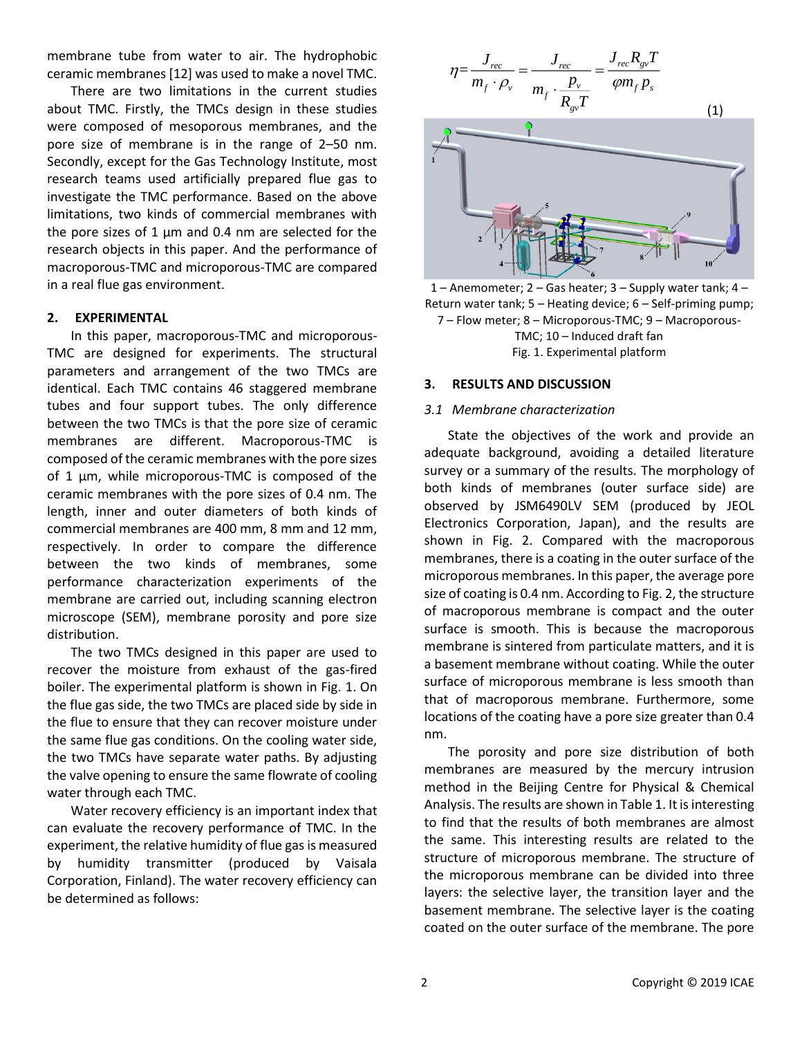membrane tube from water to air. The hydrophobic ceramic membranes [12] was used to make a novel TMC.

There are two limitations in the current studies about TMC. Firstly, the TMCs design in these studies were composed of mesoporous membranes, and the pore size of membrane is in the range of 2–50 nm. Secondly, except for the Gas Technology Institute, most research teams used artificially prepared flue gas to investigate the TMC performance. Based on the above limitations, two kinds of commercial membranes with the pore sizes of 1 μm and 0.4 nm are selected for the research objects in this paper. And the performance of macroporous-TMC and microporous-TMC are compared in a real flue gas environment.

## 2. EXPERIMENTAL

In this paper, macroporous-TMC and microporous-TMC are designed for experiments. The structural parameters and arrangement of the two TMCs are identical. Each TMC contains 46 staggered membrane tubes and four support tubes. The only difference between the two TMCs is that the pore size of ceramic membranes are different. Macroporous-TMC is composed of the ceramic membranes with the pore sizes of 1 μm, while microporous-TMC is composed of the ceramic membranes with the pore sizes of 0.4 nm. The length, inner and outer diameters of both kinds of commercial membranes are 400 mm, 8 mm and 12 mm, respectively. In order to compare the difference between the two kinds of membranes, some performance characterization experiments of the membrane are carried out, including scanning electron microscope (SEM), membrane porosity and pore size distribution.

The two TMCs designed in this paper are used to recover the moisture from exhaust of the gas-fired boiler. The experimental platform is shown in Fig. 1. On the flue gas side, the two TMCs are placed side by side in the flue to ensure that they can recover moisture under the same flue gas conditions. On the cooling water side, the two TMCs have separate water paths. By adjusting the valve opening to ensure the same flowrate of cooling water through each TMC.

Water recovery efficiency is an important index that can evaluate the recovery performance of TMC. In the experiment, the relative humidity of flue gas is measured by humidity transmitter (produced by Vaisala Corporation, Finland). The water recovery efficiency can be determined as follows:

$$\eta = \frac{J_{rec}}{m_f \cdot \rho_v} = \frac{J_{rec}}{m_f \cdot \dfrac{p_v}{R_{gv} T}} = \frac{J_{rec} R_{gv} T}{\varphi m_f p_s} \tag{1}$$

1 – Anemometer; 2 – Gas heater; 3 – Supply water tank; 4 – Return water tank; 5 – Heating device; 6 – Self-priming pump; 7 – Flow meter; 8 – Microporous-TMC; 9 – Macroporous-TMC; 10 – Induced draft fan

Fig. 1. Experimental platform

## 3. RESULTS AND DISCUSSION

### *3.1 Membrane characterization*

State the objectives of the work and provide an adequate background, avoiding a detailed literature survey or a summary of the results. The morphology of both kinds of membranes (outer surface side) are observed by JSM6490LV SEM (produced by JEOL Electronics Corporation, Japan), and the results are shown in Fig. 2. Compared with the macroporous membranes, there is a coating in the outer surface of the microporous membranes. In this paper, the average pore size of coating is 0.4 nm. According to Fig. 2, the structure of macroporous membrane is compact and the outer surface is smooth. This is because the macroporous membrane is sintered from particulate matters, and it is a basement membrane without coating. While the outer surface of microporous membrane is less smooth than that of macroporous membrane. Furthermore, some locations of the coating have a pore size greater than 0.4 nm.

The porosity and pore size distribution of both membranes are measured by the mercury intrusion method in the Beijing Centre for Physical & Chemical Analysis. The results are shown in Table 1. It is interesting to find that the results of both membranes are almost the same. This interesting results are related to the structure of microporous membrane. The structure of the microporous membrane can be divided into three layers: the selective layer, the transition layer and the basement membrane. The selective layer is the coating coated on the outer surface of the membrane. The pore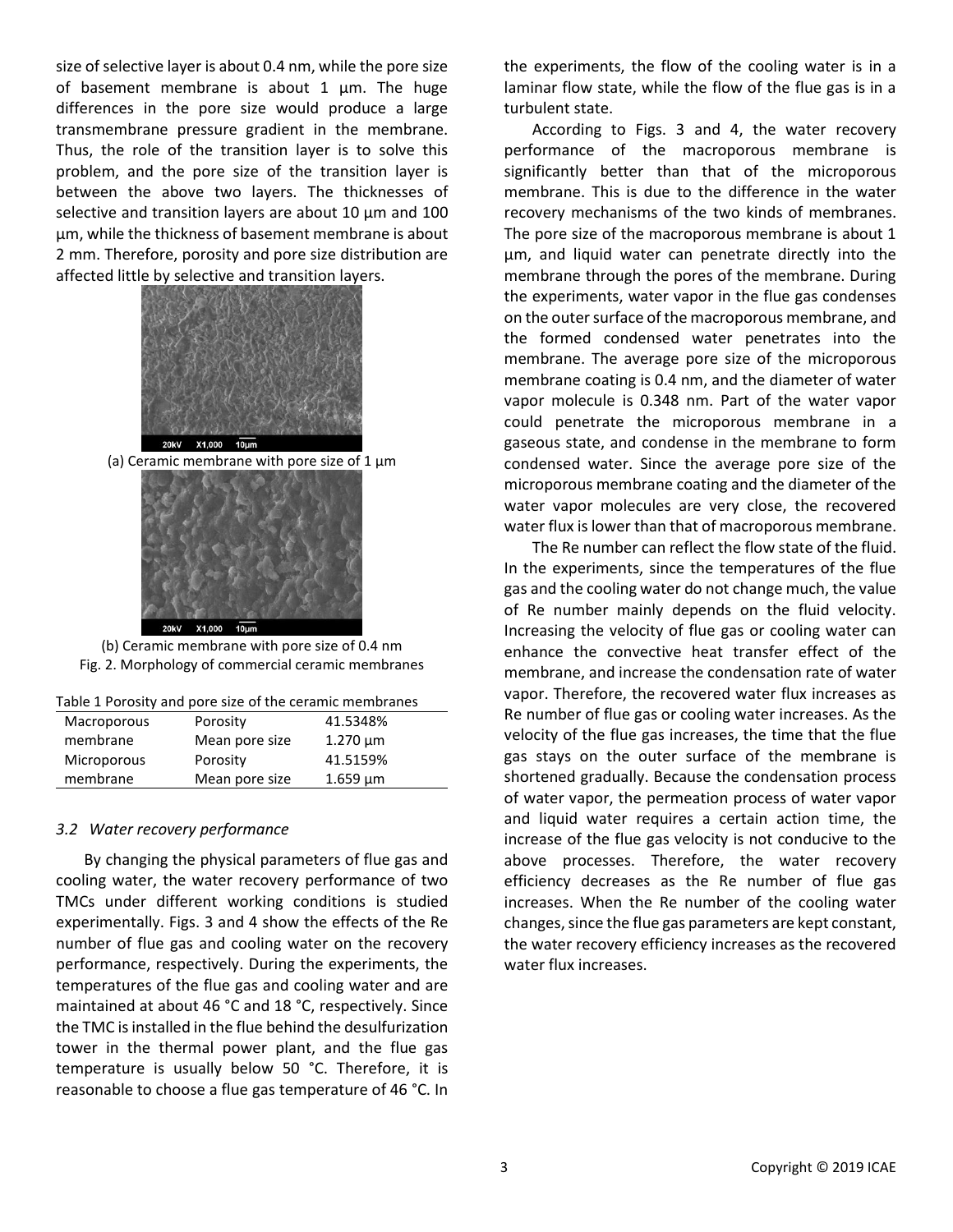size of selective layer is about 0.4 nm, while the pore size of basement membrane is about 1 μm. The huge differences in the pore size would produce a large transmembrane pressure gradient in the membrane. Thus, the role of the transition layer is to solve this problem, and the pore size of the transition layer is between the above two layers. The thicknesses of selective and transition layers are about 10 μm and 100 μm, while the thickness of basement membrane is about 2 mm. Therefore, porosity and pore size distribution are affected little by selective and transition layers.

(a) Ceramic membrane with pore size of 1 μm

(b) Ceramic membrane with pore size of 0.4 nm

Fig. 2. Morphology of commercial ceramic membranes

Table 1 Porosity and pore size of the ceramic membranes

| | | |
|---|---|---|
| Macroporous membrane | Porosity | 41.5348% |
| | Mean pore size | 1.270 μm |
| Microporous membrane | Porosity | 41.5159% |
| | Mean pore size | 1.659 μm |

### *3.2 Water recovery performance*

By changing the physical parameters of flue gas and cooling water, the water recovery performance of two TMCs under different working conditions is studied experimentally. Figs. 3 and 4 show the effects of the Re number of flue gas and cooling water on the recovery performance, respectively. During the experiments, the temperatures of the flue gas and cooling water and are maintained at about 46 °C and 18 °C, respectively. Since the TMC is installed in the flue behind the desulfurization tower in the thermal power plant, and the flue gas temperature is usually below 50 °C. Therefore, it is reasonable to choose a flue gas temperature of 46 °C. In the experiments, the flow of the cooling water is in a laminar flow state, while the flow of the flue gas is in a turbulent state.

According to Figs. 3 and 4, the water recovery performance of the macroporous membrane is significantly better than that of the microporous membrane. This is due to the difference in the water recovery mechanisms of the two kinds of membranes. The pore size of the macroporous membrane is about 1 μm, and liquid water can penetrate directly into the membrane through the pores of the membrane. During the experiments, water vapor in the flue gas condenses on the outer surface of the macroporous membrane, and the formed condensed water penetrates into the membrane. The average pore size of the microporous membrane coating is 0.4 nm, and the diameter of water vapor molecule is 0.348 nm. Part of the water vapor could penetrate the microporous membrane in a gaseous state, and condense in the membrane to form condensed water. Since the average pore size of the microporous membrane coating and the diameter of the water vapor molecules are very close, the recovered water flux is lower than that of macroporous membrane.

The Re number can reflect the flow state of the fluid. In the experiments, since the temperatures of the flue gas and the cooling water do not change much, the value of Re number mainly depends on the fluid velocity. Increasing the velocity of flue gas or cooling water can enhance the convective heat transfer effect of the membrane, and increase the condensation rate of water vapor. Therefore, the recovered water flux increases as Re number of flue gas or cooling water increases. As the velocity of the flue gas increases, the time that the flue gas stays on the outer surface of the membrane is shortened gradually. Because the condensation process of water vapor, the permeation process of water vapor and liquid water requires a certain action time, the increase of the flue gas velocity is not conducive to the above processes. Therefore, the water recovery efficiency decreases as the Re number of flue gas increases. When the Re number of the cooling water changes, since the flue gas parameters are kept constant, the water recovery efficiency increases as the recovered water flux increases.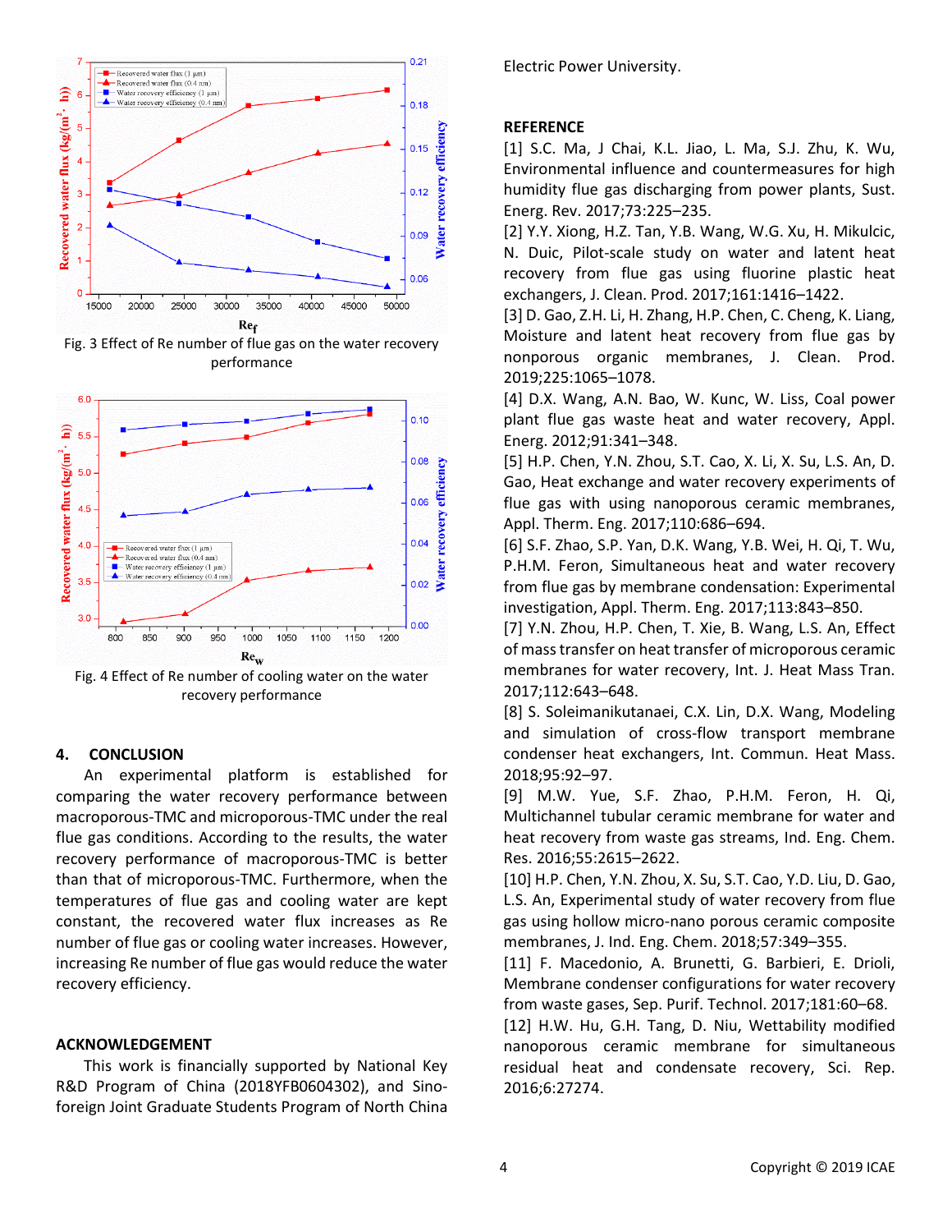Recovered water flux (1 μm)
Recovered water flux (0.4 nm)
Water recovery efficiency (1 μm)
Water recovery efficiency (0.4 nm)

Recovered water flux (kg/(m$^2$· h))

0 1 2 3 4 5 6 7

Water recovery efficiency

0.06 0.09 0.12 0.15 0.18 0.21

15000 20000 25000 30000 35000 40000 45000 50000

$Re_f$

Fig. 3 Effect of Re number of flue gas on the water recovery performance

Recovered water flux (1 μm)
Recovered water flux (0.4 nm)
Water recovery efficiency (1 μm)
Water recovery efficiency (0.4 nm)

Recovered water flux (kg/(m$^2$· h))

3.0 3.5 4.0 4.5 5.0 5.5 6.0

Water recovery efficiency

0.00 0.02 0.04 0.06 0.08 0.10

800 850 900 950 1000 1050 1100 1150 1200

$Re_w$

Fig. 4 Effect of Re number of cooling water on the water recovery performance

## 4. CONCLUSION

An experimental platform is established for comparing the water recovery performance between macroporous-TMC and microporous-TMC under the real flue gas conditions. According to the results, the water recovery performance of macroporous-TMC is better than that of microporous-TMC. Furthermore, when the temperatures of flue gas and cooling water are kept constant, the recovered water flux increases as Re number of flue gas or cooling water increases. However, increasing Re number of flue gas would reduce the water recovery efficiency.

## ACKNOWLEDGEMENT

This work is financially supported by National Key R&D Program of China (2018YFB0604302), and Sino-foreign Joint Graduate Students Program of North China Electric Power University.

## REFERENCE

[1] S.C. Ma, J Chai, K.L. Jiao, L. Ma, S.J. Zhu, K. Wu, Environmental influence and countermeasures for high humidity flue gas discharging from power plants, Sust. Energ. Rev. 2017;73:225–235.

[2] Y.Y. Xiong, H.Z. Tan, Y.B. Wang, W.G. Xu, H. Mikulcic, N. Duic, Pilot-scale study on water and latent heat recovery from flue gas using fluorine plastic heat exchangers, J. Clean. Prod. 2017;161:1416–1422.

[3] D. Gao, Z.H. Li, H. Zhang, H.P. Chen, C. Cheng, K. Liang, Moisture and latent heat recovery from flue gas by nonporous organic membranes, J. Clean. Prod. 2019;225:1065–1078.

[4] D.X. Wang, A.N. Bao, W. Kunc, W. Liss, Coal power plant flue gas waste heat and water recovery, Appl. Energ. 2012;91:341–348.

[5] H.P. Chen, Y.N. Zhou, S.T. Cao, X. Li, X. Su, L.S. An, D. Gao, Heat exchange and water recovery experiments of flue gas with using nanoporous ceramic membranes, Appl. Therm. Eng. 2017;110:686–694.

[6] S.F. Zhao, S.P. Yan, D.K. Wang, Y.B. Wei, H. Qi, T. Wu, P.H.M. Feron, Simultaneous heat and water recovery from flue gas by membrane condensation: Experimental investigation, Appl. Therm. Eng. 2017;113:843–850.

[7] Y.N. Zhou, H.P. Chen, T. Xie, B. Wang, L.S. An, Effect of mass transfer on heat transfer of microporous ceramic membranes for water recovery, Int. J. Heat Mass Tran. 2017;112:643–648.

[8] S. Soleimanikutanaei, C.X. Lin, D.X. Wang, Modeling and simulation of cross-flow transport membrane condenser heat exchangers, Int. Commun. Heat Mass. 2018;95:92–97.

[9] M.W. Yue, S.F. Zhao, P.H.M. Feron, H. Qi, Multichannel tubular ceramic membrane for water and heat recovery from waste gas streams, Ind. Eng. Chem. Res. 2016;55:2615–2622.

[10] H.P. Chen, Y.N. Zhou, X. Su, S.T. Cao, Y.D. Liu, D. Gao, L.S. An, Experimental study of water recovery from flue gas using hollow micro-nano porous ceramic composite membranes, J. Ind. Eng. Chem. 2018;57:349–355.

[11] F. Macedonio, A. Brunetti, G. Barbieri, E. Drioli, Membrane condenser configurations for water recovery from waste gases, Sep. Purif. Technol. 2017;181:60–68.

[12] H.W. Hu, G.H. Tang, D. Niu, Wettability modified nanoporous ceramic membrane for simultaneous residual heat and condensate recovery, Sci. Rep. 2016;6:27274.